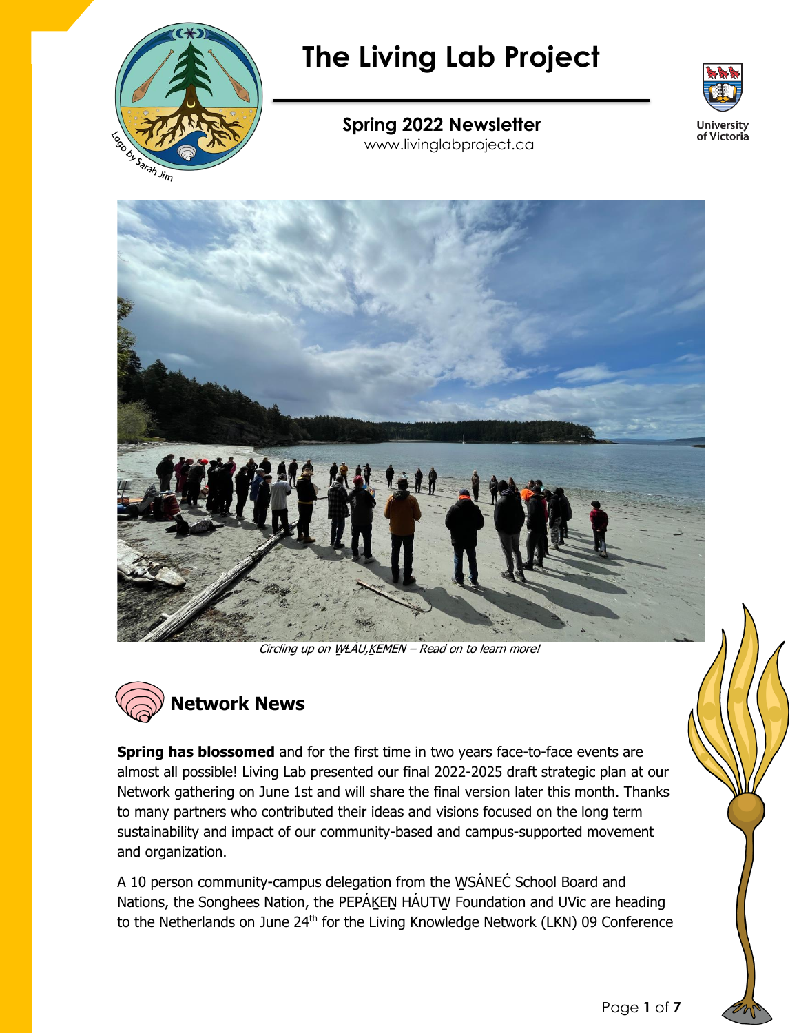Logo by Sarah Jim

# The Living Lab Project

**Spring 2022 Newsletter**
www.livinglabproject.ca

University of Victoria

*Circling up on W̱ȽÁU,ḴEMEN – Read on to learn more!*

## Network News

**Spring has blossomed** and for the first time in two years face-to-face events are almost all possible! Living Lab presented our final 2022-2025 draft strategic plan at our Network gathering on June 1st and will share the final version later this month. Thanks to many partners who contributed their ideas and visions focused on the long term sustainability and impact of our community-based and campus-supported movement and organization.

A 10 person community-campus delegation from the W̱SÁNEĆ School Board and Nations, the Songhees Nation, the PEPÁḴEṈ HÁUTW̱ Foundation and UVic are heading to the Netherlands on June 24th for the Living Knowledge Network (LKN) 09 Conference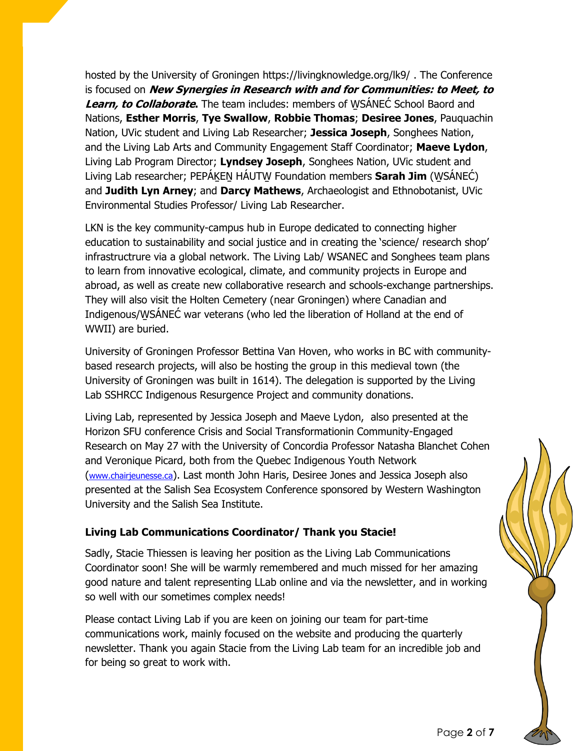hosted by the University of Groningen https://livingknowledge.org/lk9/ . The Conference is focused on ***New Synergies in Research with and for Communities: to Meet, to Learn, to Collaborate***. The team includes: members of W̱SÁNEĆ School Baord and Nations, **Esther Morris**, **Tye Swallow**, **Robbie Thomas**; **Desiree Jones**, Pauquachin Nation, UVic student and Living Lab Researcher; **Jessica Joseph**, Songhees Nation, and the Living Lab Arts and Community Engagement Staff Coordinator; **Maeve Lydon**, Living Lab Program Director; **Lyndsey Joseph**, Songhees Nation, UVic student and Living Lab researcher; PEPÁ,KEṈ HÁUTW̱ Foundation members **Sarah Jim** (W̱SÁNEĆ) and **Judith Lyn Arney**; and **Darcy Mathews**, Archaeologist and Ethnobotanist, UVic Environmental Studies Professor/ Living Lab Researcher.

LKN is the key community-campus hub in Europe dedicated to connecting higher education to sustainability and social justice and in creating the 'science/ research shop' infrastructrure via a global network. The Living Lab/ WSANEC and Songhees team plans to learn from innovative ecological, climate, and community projects in Europe and abroad, as well as create new collaborative research and schools-exchange partnerships. They will also visit the Holten Cemetery (near Groningen) where Canadian and Indigenous/W̱SÁNEĆ war veterans (who led the liberation of Holland at the end of WWII) are buried.

University of Groningen Professor Bettina Van Hoven, who works in BC with community-based research projects, will also be hosting the group in this medieval town (the University of Groningen was built in 1614). The delegation is supported by the Living Lab SSHRCC Indigenous Resurgence Project and community donations.

Living Lab, represented by Jessica Joseph and Maeve Lydon, also presented at the Horizon SFU conference Crisis and Social Transformationin Community-Engaged Research on May 27 with the University of Concordia Professor Natasha Blanchet Cohen and Veronique Picard, both from the Quebec Indigenous Youth Network (www.chairjeunesse.ca). Last month John Haris, Desiree Jones and Jessica Joseph also presented at the Salish Sea Ecosystem Conference sponsored by Western Washington University and the Salish Sea Institute.

### Living Lab Communications Coordinator/ Thank you Stacie!

Sadly, Stacie Thiessen is leaving her position as the Living Lab Communications Coordinator soon! She will be warmly remembered and much missed for her amazing good nature and talent representing LLab online and via the newsletter, and in working so well with our sometimes complex needs!

Please contact Living Lab if you are keen on joining our team for part-time communications work, mainly focused on the website and producing the quarterly newsletter. Thank you again Stacie from the Living Lab team for an incredible job and for being so great to work with.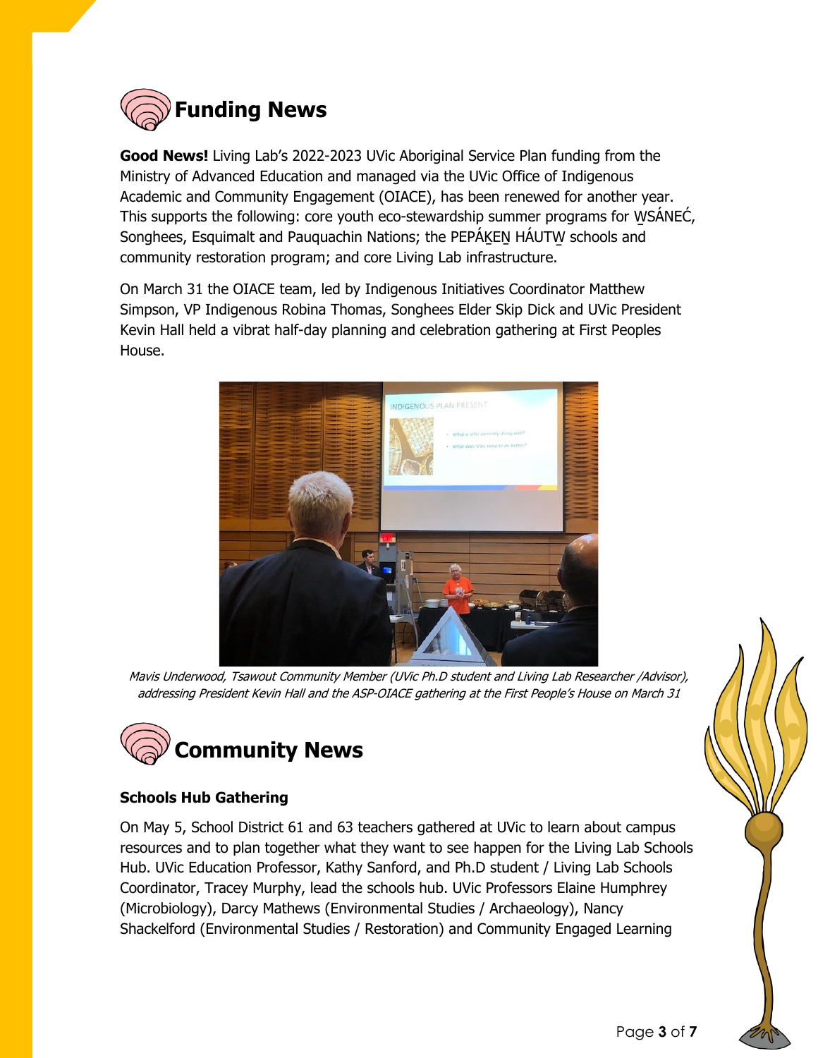## Funding News

**Good News!** Living Lab's 2022-2023 UVic Aboriginal Service Plan funding from the Ministry of Advanced Education and managed via the UVic Office of Indigenous Academic and Community Engagement (OIACE), has been renewed for another year. This supports the following: core youth eco-stewardship summer programs for W̱SÁNEĆ, Songhees, Esquimalt and Pauquachin Nations; the PEPÁ₭EṈ HÁUTW̱ schools and community restoration program; and core Living Lab infrastructure.

On March 31 the OIACE team, led by Indigenous Initiatives Coordinator Matthew Simpson, VP Indigenous Robina Thomas, Songhees Elder Skip Dick and UVic President Kevin Hall held a vibrat half-day planning and celebration gathering at First Peoples House.

*Mavis Underwood, Tsawout Community Member (UVic Ph.D student and Living Lab Researcher /Advisor), addressing President Kevin Hall and the ASP-OIACE gathering at the First People's House on March 31*

## Community News

### Schools Hub Gathering

On May 5, School District 61 and 63 teachers gathered at UVic to learn about campus resources and to plan together what they want to see happen for the Living Lab Schools Hub. UVic Education Professor, Kathy Sanford, and Ph.D student / Living Lab Schools Coordinator, Tracey Murphy, lead the schools hub. UVic Professors Elaine Humphrey (Microbiology), Darcy Mathews (Environmental Studies / Archaeology), Nancy Shackelford (Environmental Studies / Restoration) and Community Engaged Learning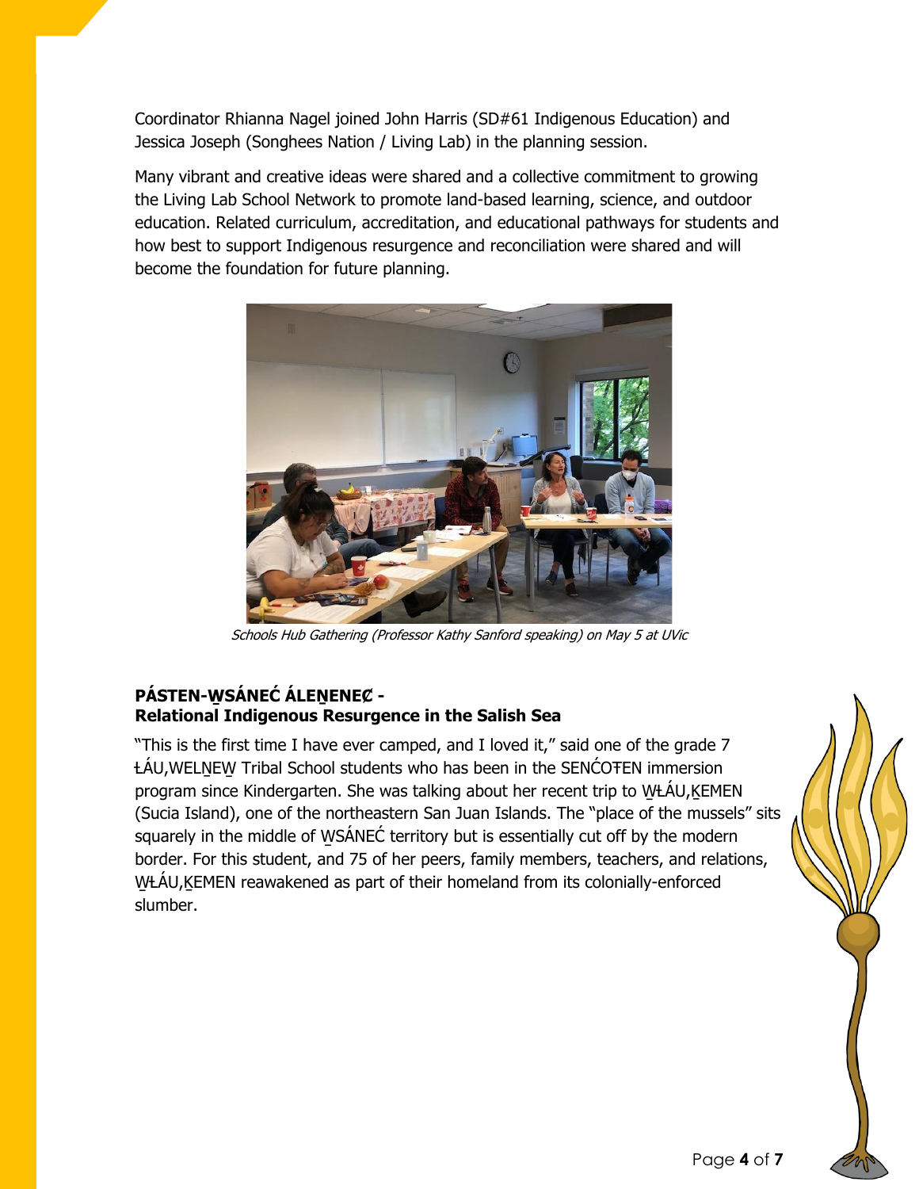Coordinator Rhianna Nagel joined John Harris (SD#61 Indigenous Education) and Jessica Joseph (Songhees Nation / Living Lab) in the planning session.

Many vibrant and creative ideas were shared and a collective commitment to growing the Living Lab School Network to promote land-based learning, science, and outdoor education. Related curriculum, accreditation, and educational pathways for students and how best to support Indigenous resurgence and reconciliation were shared and will become the foundation for future planning.

*Schools Hub Gathering (Professor Kathy Sanford speaking) on May 5 at UVic*

**PÁSTEN-W̱SÁNEĆ ÁLEṈENEȻ -**
**Relational Indigenous Resurgence in the Salish Sea**

"This is the first time I have ever camped, and I loved it," said one of the grade 7 ȽÁU,WELṈEW̱ Tribal School students who has been in the SENĆOŦEN immersion program since Kindergarten. She was talking about her recent trip to W̱ȽÁU,ḴEMEN (Sucia Island), one of the northeastern San Juan Islands. The "place of the mussels" sits squarely in the middle of W̱SÁNEĆ territory but is essentially cut off by the modern border. For this student, and 75 of her peers, family members, teachers, and relations, W̱ȽÁU,ḴEMEN reawakened as part of their homeland from its colonially-enforced slumber.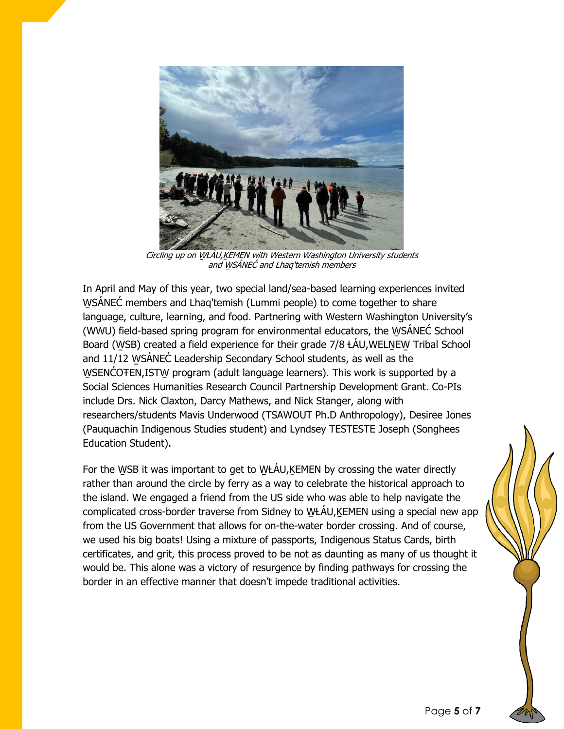*Circling up on W̱ȽÁU,ḴEMEN with Western Washington University students and W̱SÁNEĆ and Lhaq'temish members*

In April and May of this year, two special land/sea-based learning experiences invited W̱SÁNEĆ members and Lhaq'temish (Lummi people) to come together to share language, culture, learning, and food. Partnering with Western Washington University's (WWU) field-based spring program for environmental educators, the W̱SÁNEĆ School Board (W̱SB) created a field experience for their grade 7/8 ȽÁU,WELṈEW̱ Tribal School and 11/12 W̱SÁNEĆ Leadership Secondary School students, as well as the W̱SENĆOŦEN,ISTW̱ program (adult language learners). This work is supported by a Social Sciences Humanities Research Council Partnership Development Grant. Co-PIs include Drs. Nick Claxton, Darcy Mathews, and Nick Stanger, along with researchers/students Mavis Underwood (TSAWOUT Ph.D Anthropology), Desiree Jones (Pauquachin Indigenous Studies student) and Lyndsey TESTESTE Joseph (Songhees Education Student).

For the W̱SB it was important to get to W̱ȽÁU,ḴEMEN by crossing the water directly rather than around the circle by ferry as a way to celebrate the historical approach to the island. We engaged a friend from the US side who was able to help navigate the complicated cross-border traverse from Sidney to W̱ȽÁU,ḴEMEN using a special new app from the US Government that allows for on-the-water border crossing. And of course, we used his big boats! Using a mixture of passports, Indigenous Status Cards, birth certificates, and grit, this process proved to be not as daunting as many of us thought it would be. This alone was a victory of resurgence by finding pathways for crossing the border in an effective manner that doesn't impede traditional activities.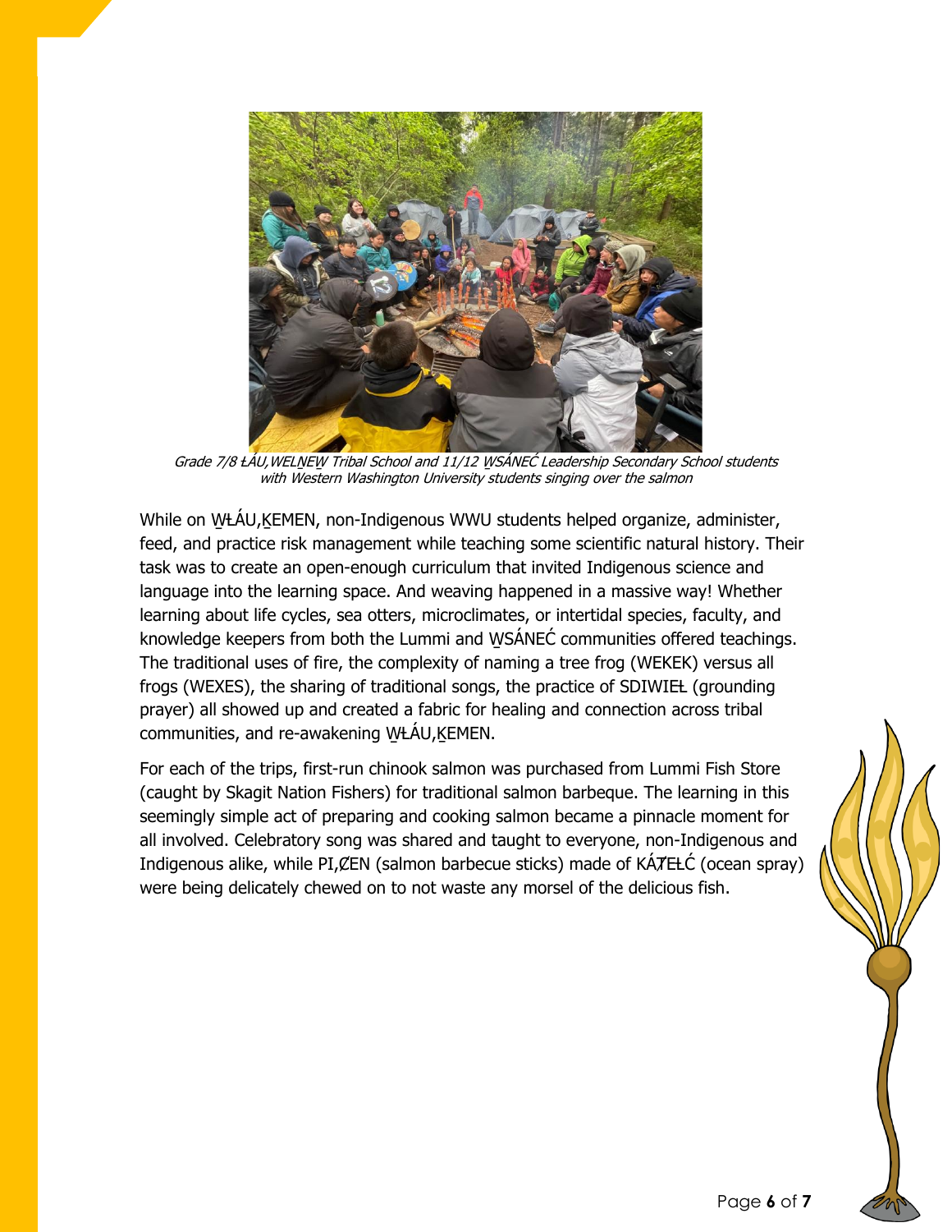*Grade 7/8 ȽÁU,WELṈEW̱ Tribal School and 11/12 W̱SÁNEĆ Leadership Secondary School students with Western Washington University students singing over the salmon*

While on W̱ȽÁU,ḴEMEN, non-Indigenous WWU students helped organize, administer, feed, and practice risk management while teaching some scientific natural history. Their task was to create an open-enough curriculum that invited Indigenous science and language into the learning space. And weaving happened in a massive way! Whether learning about life cycles, sea otters, microclimates, or intertidal species, faculty, and knowledge keepers from both the Lummi and W̱SÁNEĆ communities offered teachings. The traditional uses of fire, the complexity of naming a tree frog (WEKEK) versus all frogs (WEXES), the sharing of traditional songs, the practice of SDIWIEȽ (grounding prayer) all showed up and created a fabric for healing and connection across tribal communities, and re-awakening W̱ȽÁU,ḴEMEN.

For each of the trips, first-run chinook salmon was purchased from Lummi Fish Store (caught by Skagit Nation Fishers) for traditional salmon barbeque. The learning in this seemingly simple act of preparing and cooking salmon became a pinnacle moment for all involved. Celebratory song was shared and taught to everyone, non-Indigenous and Indigenous alike, while PI,ȻEN (salmon barbecue sticks) made of KÁ,ȾEȽĆ (ocean spray) were being delicately chewed on to not waste any morsel of the delicious fish.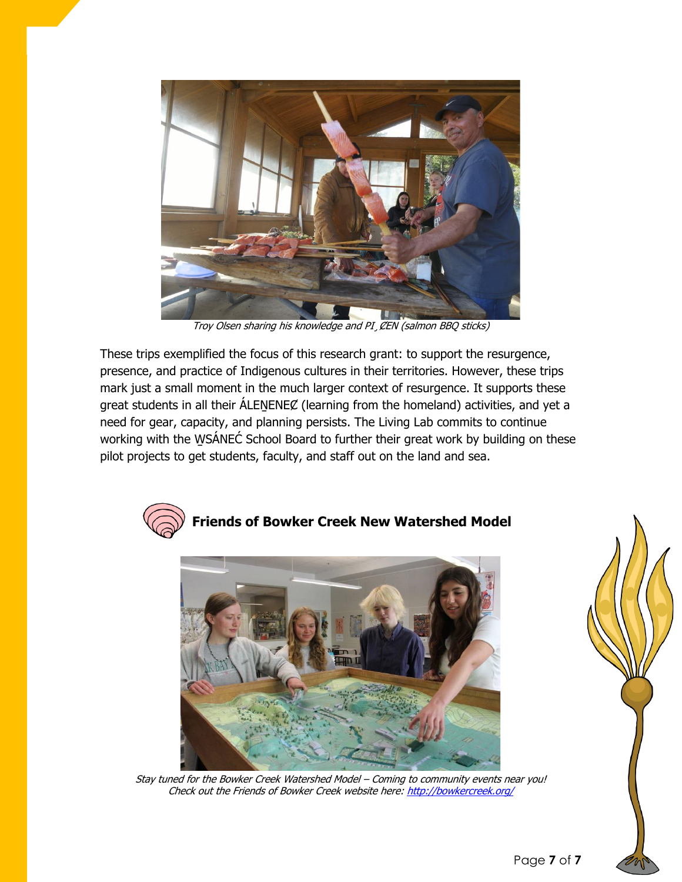*Troy Olsen sharing his knowledge and PI¸ȻEN (salmon BBQ sticks)*

These trips exemplified the focus of this research grant: to support the resurgence, presence, and practice of Indigenous cultures in their territories. However, these trips mark just a small moment in the much larger context of resurgence. It supports these great students in all their ÁLEṈENEȻ (learning from the homeland) activities, and yet a need for gear, capacity, and planning persists. The Living Lab commits to continue working with the W̱SÁNEĆ School Board to further their great work by building on these pilot projects to get students, faculty, and staff out on the land and sea.

## Friends of Bowker Creek New Watershed Model

*Stay tuned for the Bowker Creek Watershed Model – Coming to community events near you!*
*Check out the Friends of Bowker Creek website here: [http://bowkercreek.org/](http://bowkercreek.org/)*